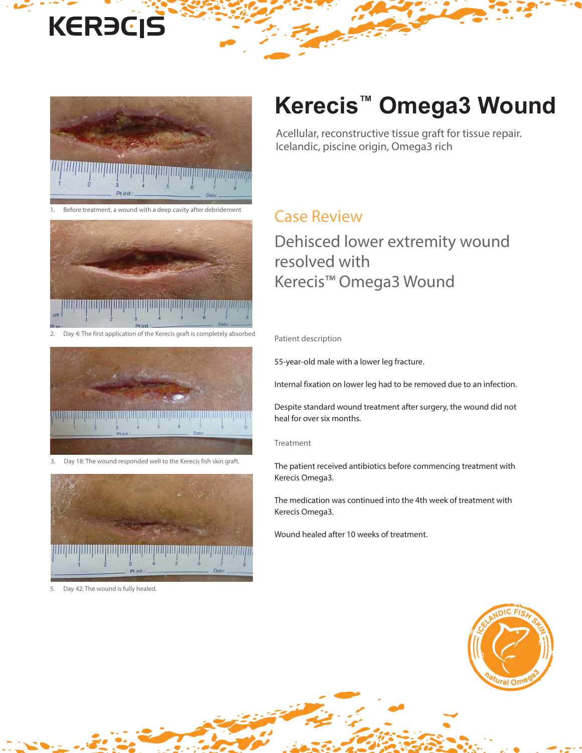# Kerecis™ Omega3 Wound

Acellular, reconstructive tissue graft for tissue repair.
Icelandic, piscine origin, Omega3 rich

1. Before treatment, a wound with a deep cavity after debridement

2. Day 4: The first application of the Kerecis graft is completely absorbed

3. Day 18: The wound responded well to the Kerecis fish skin graft.

5. Day 42: The wound is fully healed.

## Case Review

### Dehisced lower extremity wound resolved with Kerecis™ Omega3 Wound

Patient description

55-year-old male with a lower leg fracture.

Internal fixation on lower leg had to be removed due to an infection.

Despite standard wound treatment after surgery, the wound did not heal for over six months.

Treatment

The patient received antibiotics before commencing treatment with Kerecis Omega3.

The medication was continued into the 4th week of treatment with Kerecis Omega3.

Wound healed after 10 weeks of treatment.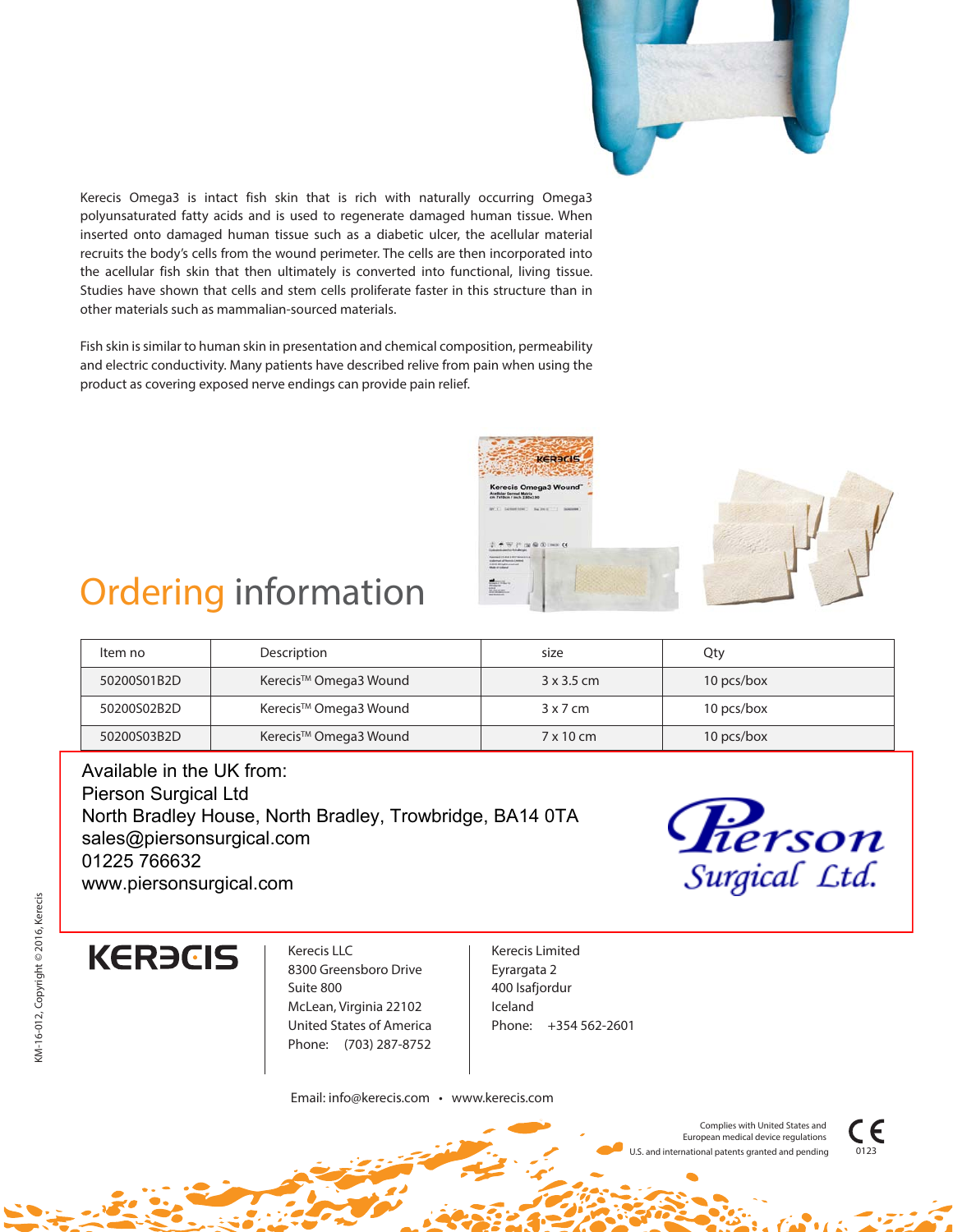Kerecis Omega3 is intact fish skin that is rich with naturally occurring Omega3 polyunsaturated fatty acids and is used to regenerate damaged human tissue. When inserted onto damaged human tissue such as a diabetic ulcer, the acellular material recruits the body's cells from the wound perimeter. The cells are then incorporated into the acellular fish skin that then ultimately is converted into functional, living tissue. Studies have shown that cells and stem cells proliferate faster in this structure than in other materials such as mammalian-sourced materials.

Fish skin is similar to human skin in presentation and chemical composition, permeability and electric conductivity. Many patients have described relive from pain when using the product as covering exposed nerve endings can provide pain relief.

# Ordering information

| Item no | Description | size | Qty |
|---|---|---|---|
| 50200S01B2D | Kerecis™ Omega3 Wound | 3 x 3.5 cm | 10 pcs/box |
| 50200S02B2D | Kerecis™ Omega3 Wound | 3 x 7 cm | 10 pcs/box |
| 50200S03B2D | Kerecis™ Omega3 Wound | 7 x 10 cm | 10 pcs/box |

Available in the UK from:
Pierson Surgical Ltd
North Bradley House, North Bradley, Trowbridge, BA14 0TA
sales@piersonsurgical.com
01225 766632
www.piersonsurgical.com

Pierson Surgical Ltd.

KERECIS

Kerecis LLC
8300 Greensboro Drive
Suite 800
McLean, Virginia 22102
United States of America
Phone: (703) 287-8752

Kerecis Limited
Eyrargata 2
400 Isafjordur
Iceland
Phone: +354 562-2601

Email: info@kerecis.com • www.kerecis.com

KM-16-012, Copyright © 2016, Kerecis

Complies with United States and European medical device regulations
U.S. and international patents granted and pending

CE 0123